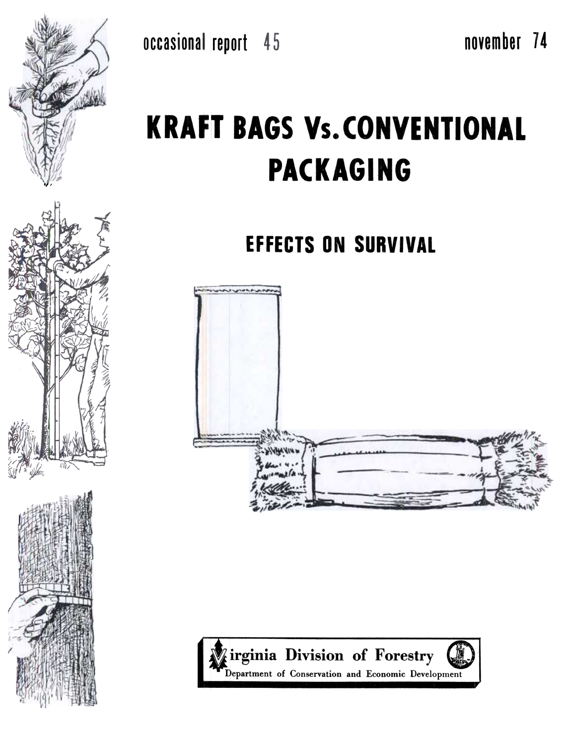occasional report 45

november 74

# KRAFT BAGS Vs. CONVENTIONAL PACKAGING

## EFFECTS ON SURVIVAL

Virginia Division of Forestry

Department of Conservation and Economic Development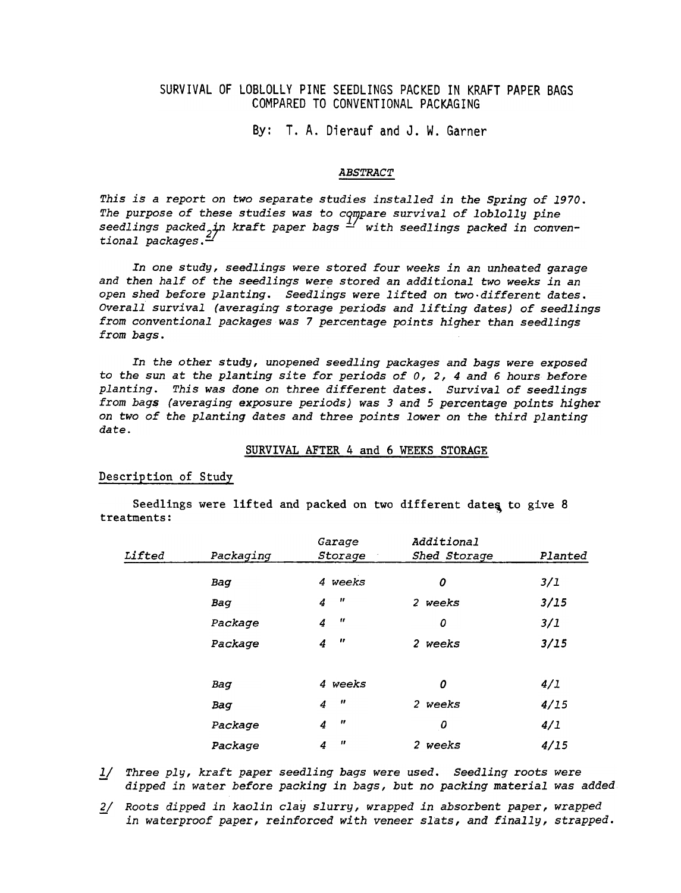# SURVIVAL OF LOBLOLLY PINE SEEDLINGS PACKED IN KRAFT PAPER BAGS COMPARED TO CONVENTIONAL PACKAGING

By: T. A. Dierauf and J. W. Garner

## *ABSTRACT*

*This is a report on two separate studies installed in the Spring of 1970. The purpose of these studies was to compare survival of loblolly pine seedlings packed in kraft paper bags* [1] *with seedlings packed in conventional packages.*[2]

*In one study, seedlings were stored four weeks in an unheated garage and then half of the seedlings were stored an additional two weeks in an open shed before planting. Seedlings were lifted on two different dates. Overall survival (averaging storage periods and lifting dates) of seedlings from conventional packages was 7 percentage points higher than seedlings from bags.*

*In the other study, unopened seedling packages and bags were exposed to the sun at the planting site for periods of 0, 2, 4 and 6 hours before planting. This was done on three different dates. Survival of seedlings from bags (averaging exposure periods) was 3 and 5 percentage points higher on two of the planting dates and three points lower on the third planting date.*

## SURVIVAL AFTER 4 and 6 WEEKS STORAGE

### Description of Study

Seedlings were lifted and packed on two different dates to give 8 treatments:

| *Lifted* | *Packaging* | *Garage Storage* | *Additional Shed Storage* | *Planted* |
|---|---|---|---|---|
| | *Bag* | *4 weeks* | *0* | *3/1* |
| | *Bag* | *4 "* | *2 weeks* | *3/15* |
| | *Package* | *4 "* | *0* | *3/1* |
| | *Package* | *4 "* | *2 weeks* | *3/15* |
| | | | | |
| | *Bag* | *4 weeks* | *0* | *4/1* |
| | *Bag* | *4 "* | *2 weeks* | *4/15* |
| | *Package* | *4 "* | *0* | *4/1* |
| | *Package* | *4 "* | *2 weeks* | *4/15* |

[1] *Three ply, kraft paper seedling bags were used. Seedling roots were dipped in water before packing in bags, but no packing material was added*

[2] *Roots dipped in kaolin clay slurry, wrapped in absorbent paper, wrapped in waterproof paper, reinforced with veneer slats, and finally, strapped.*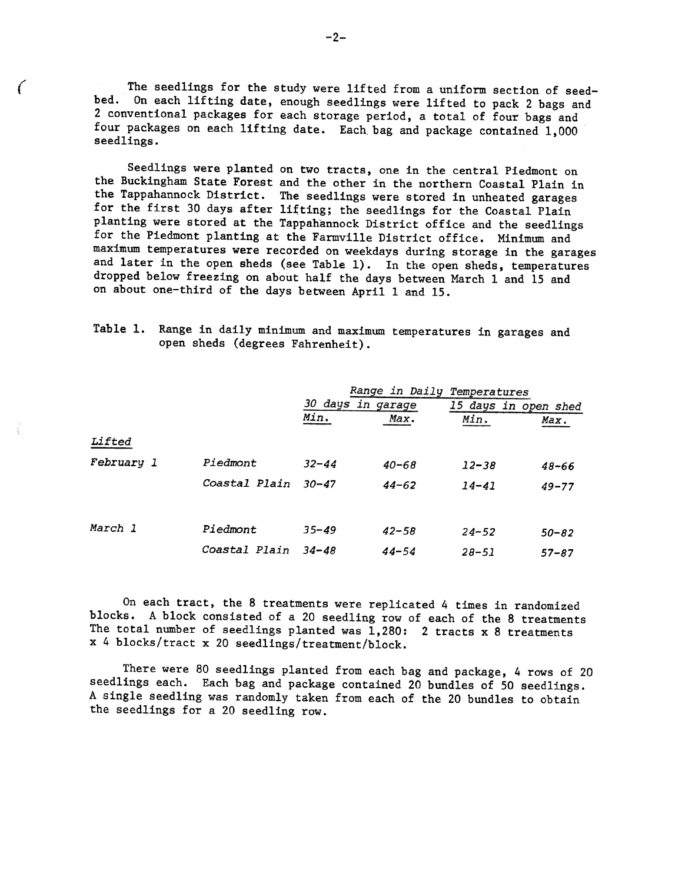The seedlings for the study were lifted from a uniform section of seedbed. On each lifting date, enough seedlings were lifted to pack 2 bags and 2 conventional packages for each storage period, a total of four bags and four packages on each lifting date. Each bag and package contained 1,000 seedlings.

Seedlings were planted on two tracts, one in the central Piedmont on the Buckingham State Forest and the other in the northern Coastal Plain in the Tappahannock District. The seedlings were stored in unheated garages for the first 30 days after lifting; the seedlings for the Coastal Plain planting were stored at the Tappahannock District office and the seedlings for the Piedmont planting at the Farmville District office. Minimum and maximum temperatures were recorded on weekdays during storage in the garages and later in the open sheds (see Table 1). In the open sheds, temperatures dropped below freezing on about half the days between March 1 and 15 and on about one-third of the days between April 1 and 15.

Table 1. Range in daily minimum and maximum temperatures in garages and open sheds (degrees Fahrenheit).

| | | *Range in Daily Temperatures* | | | |
|---|---|---|---|---|---|
| | | *30 days in garage* | | *15 days in open shed* | |
| | | *Min.* | *Max.* | *Min.* | *Max.* |
| *Lifted* | | | | | |
| *February 1* | *Piedmont* | *32-44* | *40-68* | *12-38* | *48-66* |
| | *Coastal Plain* | *30-47* | *44-62* | *14-41* | *49-77* |
| *March 1* | *Piedmont* | *35-49* | *42-58* | *24-52* | *50-82* |
| | *Coastal Plain* | *34-48* | *44-54* | *28-51* | *57-87* |

On each tract, the 8 treatments were replicated 4 times in randomized blocks. A block consisted of a 20 seedling row of each of the 8 treatments The total number of seedlings planted was 1,280: 2 tracts x 8 treatments x 4 blocks/tract x 20 seedlings/treatment/block.

There were 80 seedlings planted from each bag and package, 4 rows of 20 seedlings each. Each bag and package contained 20 bundles of 50 seedlings. A single seedling was randomly taken from each of the 20 bundles to obtain the seedlings for a 20 seedling row.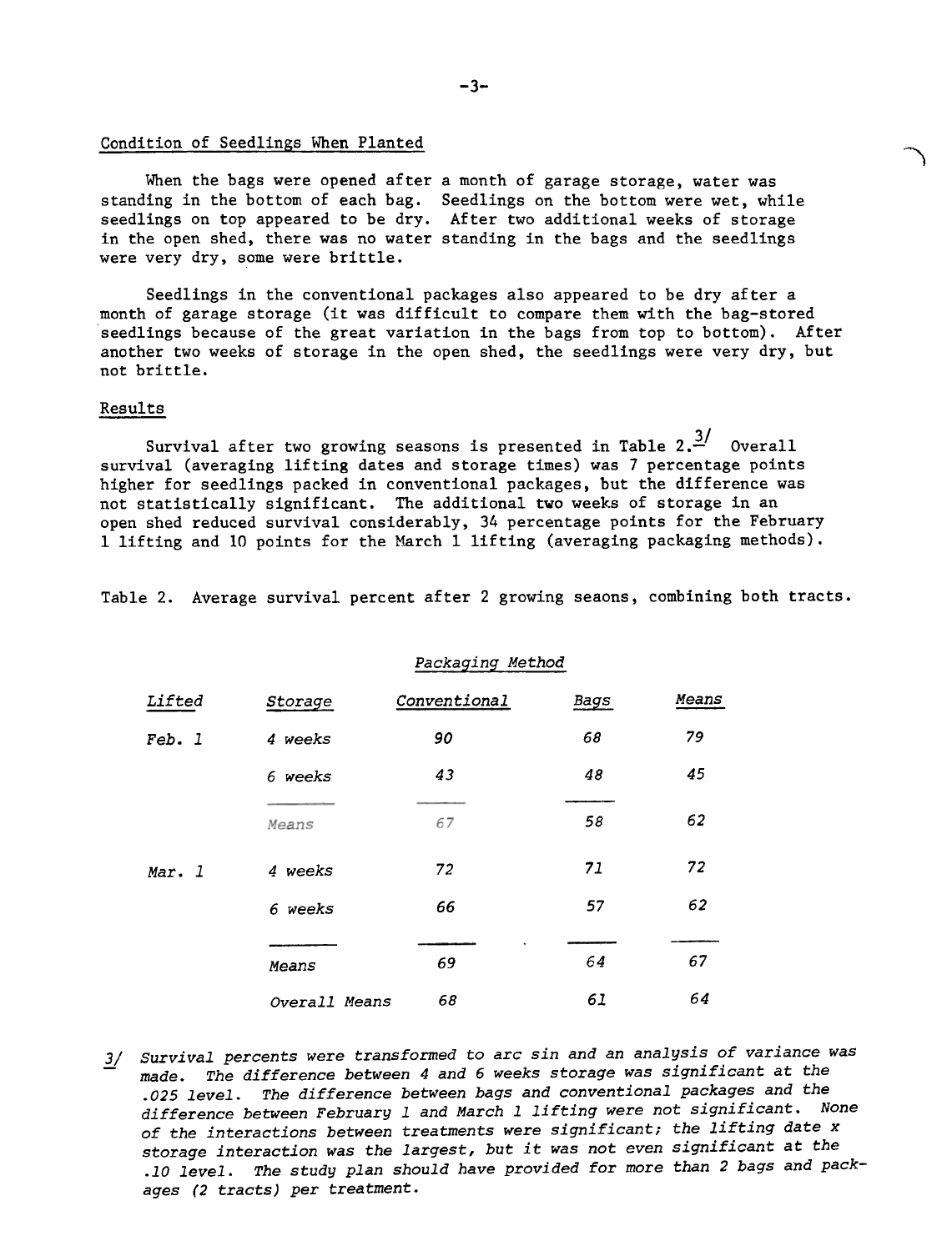## Condition of Seedlings When Planted

When the bags were opened after a month of garage storage, water was standing in the bottom of each bag. Seedlings on the bottom were wet, while seedlings on top appeared to be dry. After two additional weeks of storage in the open shed, there was no water standing in the bags and the seedlings were very dry, some were brittle.

Seedlings in the conventional packages also appeared to be dry after a month of garage storage (it was difficult to compare them with the bag-stored seedlings because of the great variation in the bags from top to bottom). After another two weeks of storage in the open shed, the seedlings were very dry, but not brittle.

## Results

Survival after two growing seasons is presented in Table 2.[3/] Overall survival (averaging lifting dates and storage times) was 7 percentage points higher for seedlings packed in conventional packages, but the difference was not statistically significant. The additional two weeks of storage in an open shed reduced survival considerably, 34 percentage points for the February 1 lifting and 10 points for the March 1 lifting (averaging packaging methods).

Table 2. Average survival percent after 2 growing seaons, combining both tracts.

| | | *Packaging Method* | | |
|---|---|---|---|---|
| *Lifted* | *Storage* | *Conventional* | *Bags* | *Means* |
| *Feb. 1* | *4 weeks* | *90* | *68* | *79* |
| | *6 weeks* | *43* | *48* | *45* |
| | *Means* | *67* | *58* | *62* |
| *Mar. 1* | *4 weeks* | *72* | *71* | *72* |
| | *6 weeks* | *66* | *57* | *62* |
| | *Means* | *69* | *64* | *67* |
| | *Overall Means* | *68* | *61* | *64* |

*3/ Survival percents were transformed to arc sin and an analysis of variance was made. The difference between 4 and 6 weeks storage was significant at the .025 level. The difference between bags and conventional packages and the difference between February 1 and March 1 lifting were not significant. None of the interactions between treatments were significant; the lifting date x storage interaction was the largest, but it was not even significant at the .10 level. The study plan should have provided for more than 2 bags and packages (2 tracts) per treatment.*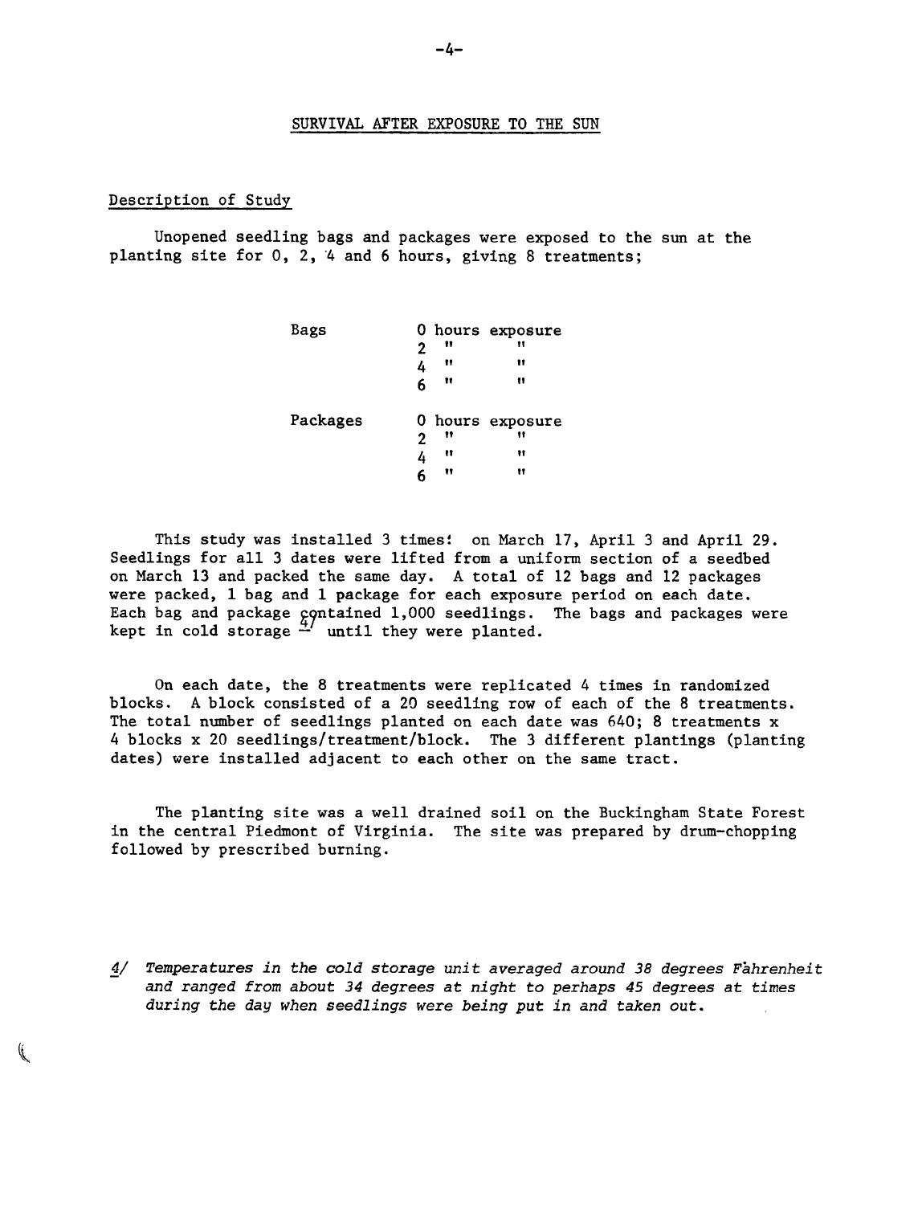## SURVIVAL AFTER EXPOSURE TO THE SUN

### Description of Study

Unopened seedling bags and packages were exposed to the sun at the planting site for 0, 2, 4 and 6 hours, giving 8 treatments;

| | |
|---|---|
| Bags | 0 hours exposure |
| | 2 " " |
| | 4 " " |
| | 6 " " |
| Packages | 0 hours exposure |
| | 2 " " |
| | 4 " " |
| | 6 " " |

This study was installed 3 times: on March 17, April 3 and April 29. Seedlings for all 3 dates were lifted from a uniform section of a seedbed on March 13 and packed the same day. A total of 12 bags and 12 packages were packed, 1 bag and 1 package for each exposure period on each date. Each bag and package contained 1,000 seedlings. The bags and packages were kept in cold storage [4] until they were planted.

On each date, the 8 treatments were replicated 4 times in randomized blocks. A block consisted of a 20 seedling row of each of the 8 treatments. The total number of seedlings planted on each date was 640; 8 treatments x 4 blocks x 20 seedlings/treatment/block. The 3 different plantings (planting dates) were installed adjacent to each other on the same tract.

The planting site was a well drained soil on the Buckingham State Forest in the central Piedmont of Virginia. The site was prepared by drum-chopping followed by prescribed burning.

---

*4/ Temperatures in the cold storage unit averaged around 38 degrees Fahrenheit and ranged from about 34 degrees at night to perhaps 45 degrees at times during the day when seedlings were being put in and taken out.*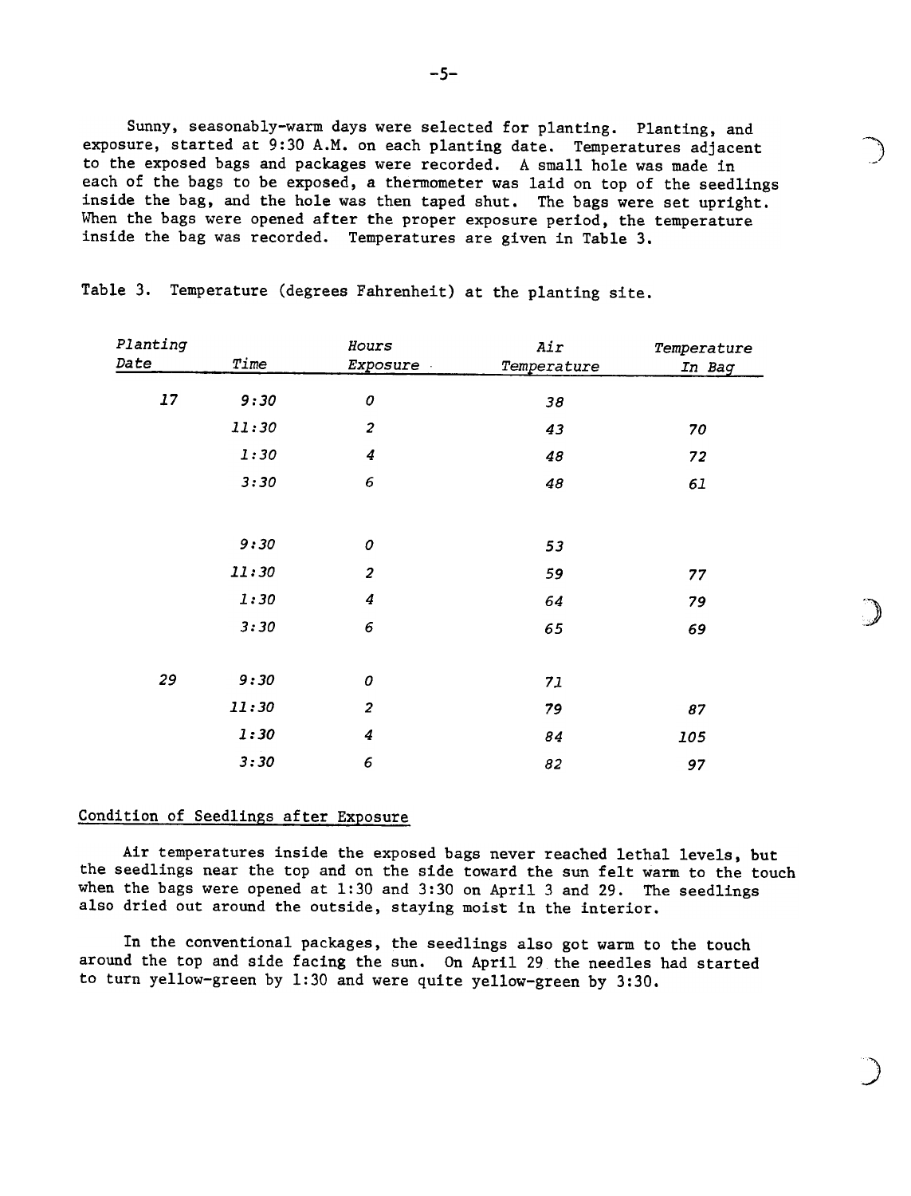Sunny, seasonably-warm days were selected for planting. Planting, and exposure, started at 9:30 A.M. on each planting date. Temperatures adjacent to the exposed bags and packages were recorded. A small hole was made in each of the bags to be exposed, a thermometer was laid on top of the seedlings inside the bag, and the hole was then taped shut. The bags were set upright. When the bags were opened after the proper exposure period, the temperature inside the bag was recorded. Temperatures are given in Table 3.

Table 3. Temperature (degrees Fahrenheit) at the planting site.

| *Planting Date* | *Time* | *Hours Exposure* | *Air Temperature* | *Temperature In Bag* |
|---|---|---|---|---|
| *17* | *9:30* | *0* | *38* | |
| | *11:30* | *2* | *43* | *70* |
| | *1:30* | *4* | *48* | *72* |
| | *3:30* | *6* | *48* | *61* |
| | *9:30* | *0* | *53* | |
| | *11:30* | *2* | *59* | *77* |
| | *1:30* | *4* | *64* | *79* |
| | *3:30* | *6* | *65* | *69* |
| *29* | *9:30* | *0* | *71* | |
| | *11:30* | *2* | *79* | *87* |
| | *1:30* | *4* | *84* | *105* |
| | *3:30* | *6* | *82* | *97* |

## Condition of Seedlings after Exposure

Air temperatures inside the exposed bags never reached lethal levels, but the seedlings near the top and on the side toward the sun felt warm to the touch when the bags were opened at 1:30 and 3:30 on April 3 and 29. The seedlings also dried out around the outside, staying moist in the interior.

In the conventional packages, the seedlings also got warm to the touch around the top and side facing the sun. On April 29 the needles had started to turn yellow-green by 1:30 and were quite yellow-green by 3:30.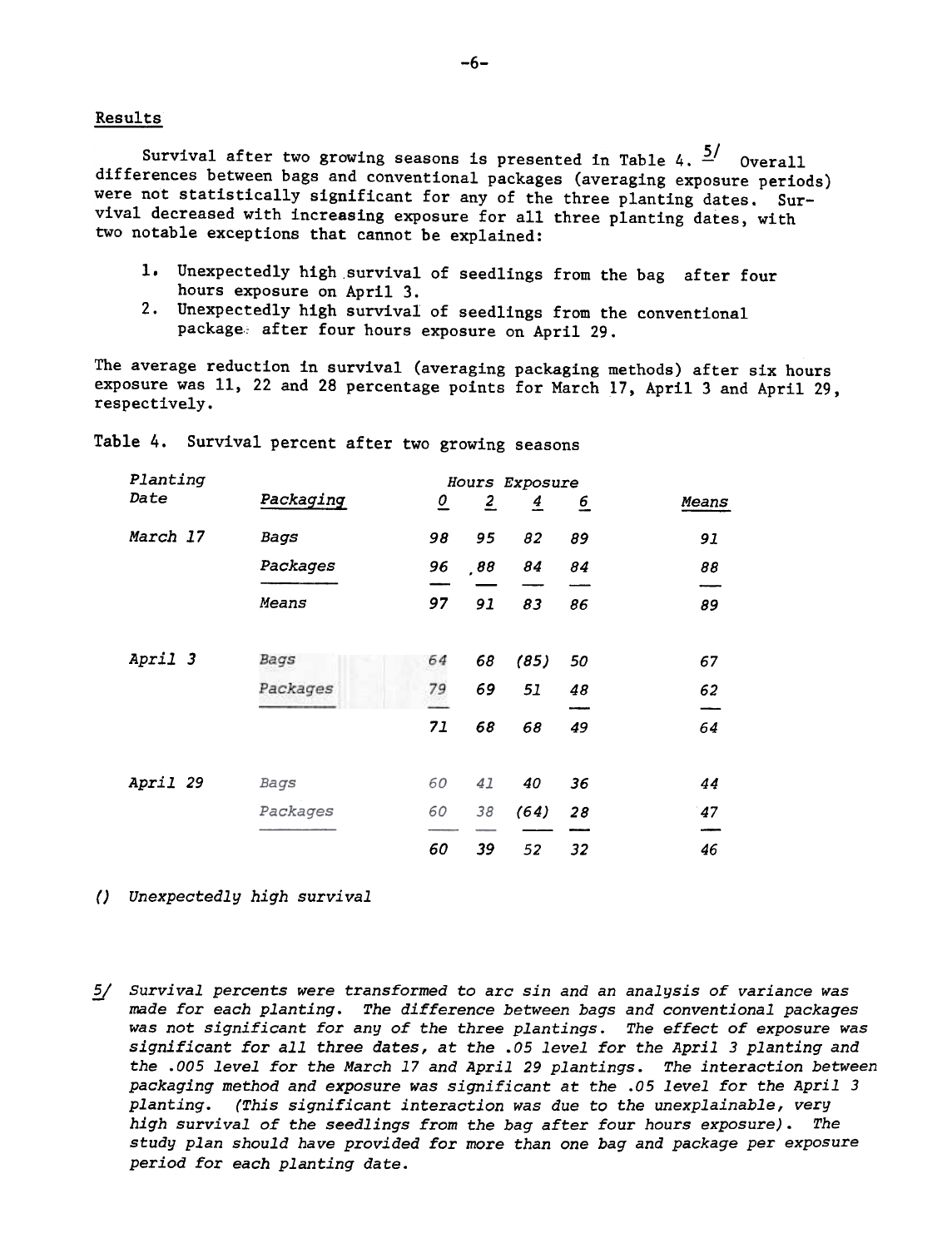## Results

Survival after two growing seasons is presented in Table 4. [5] Overall differences between bags and conventional packages (averaging exposure periods) were not statistically significant for any of the three planting dates. Survival decreased with increasing exposure for all three planting dates, with two notable exceptions that cannot be explained:

1. Unexpectedly high survival of seedlings from the bag after four hours exposure on April 3.
2. Unexpectedly high survival of seedlings from the conventional package after four hours exposure on April 29.

The average reduction in survival (averaging packaging methods) after six hours exposure was 11, 22 and 28 percentage points for March 17, April 3 and April 29, respectively.

Table 4. Survival percent after two growing seasons

| *Planting Date* | *Packaging* | *Hours Exposure* 0 | 2 | 4 | 6 | *Means* |
|---|---|---|---|---|---|---|
| *March 17* | *Bags* | 98 | 95 | 82 | 89 | 91 |
| | *Packages* | 96 | 88 | 84 | 84 | 88 |
| | *Means* | 97 | 91 | 83 | 86 | 89 |
| *April 3* | *Bags* | 64 | 68 | (85) | 50 | 67 |
| | *Packages* | 79 | 69 | 51 | 48 | 62 |
| | | 71 | 68 | 68 | 49 | 64 |
| *April 29* | *Bags* | 60 | 41 | 40 | 36 | 44 |
| | *Packages* | 60 | 38 | (64) | 28 | 47 |
| | | 60 | 39 | 52 | 32 | 46 |

*() Unexpectedly high survival*

*5/ Survival percents were transformed to arc sin and an analysis of variance was made for each planting. The difference between bags and conventional packages was not significant for any of the three plantings. The effect of exposure was significant for all three dates, at the .05 level for the April 3 planting and the .005 level for the March 17 and April 29 plantings. The interaction between packaging method and exposure was significant at the .05 level for the April 3 planting. (This significant interaction was due to the unexplainable, very high survival of the seedlings from the bag after four hours exposure). The study plan should have provided for more than one bag and package per exposure period for each planting date.*